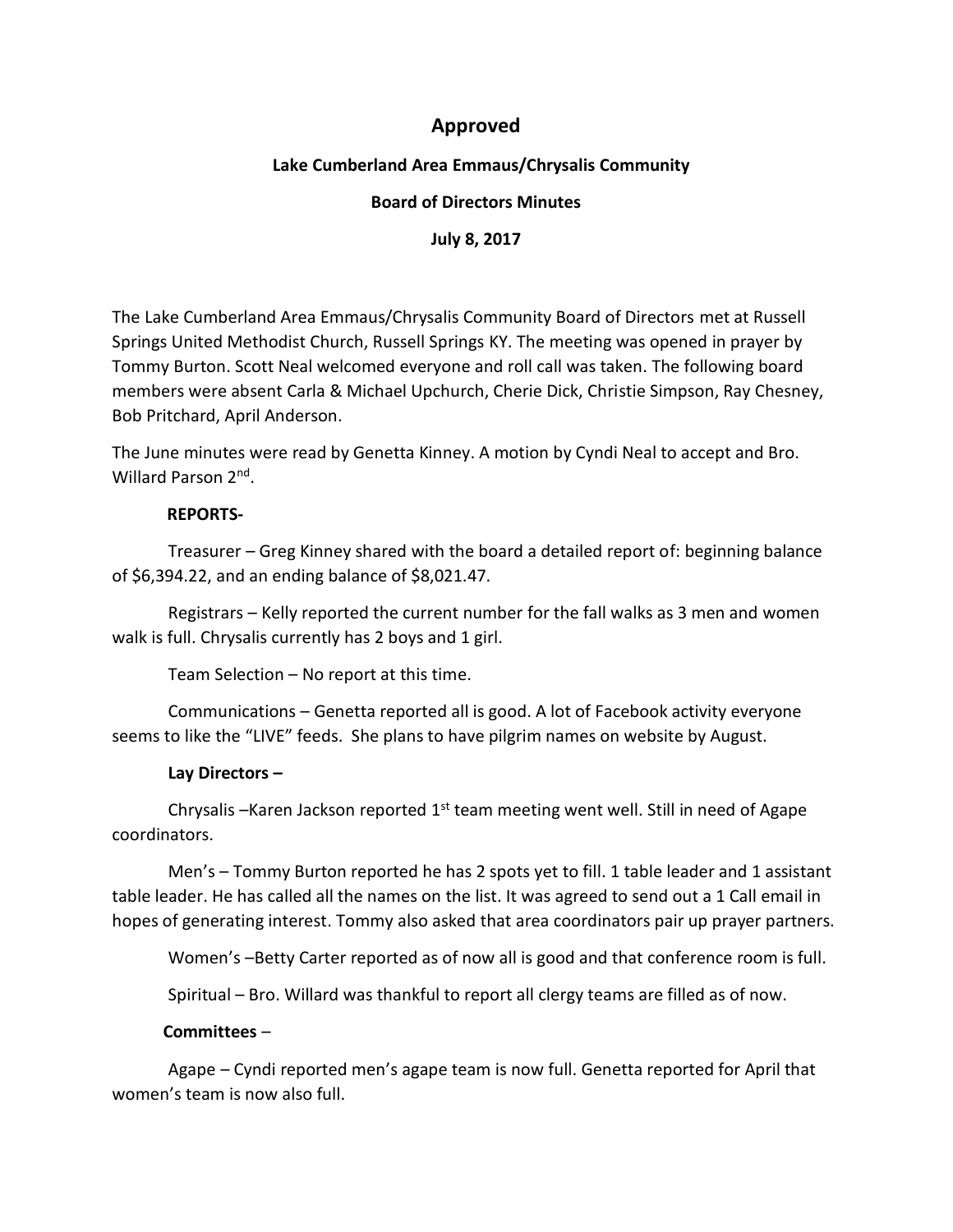# Approved

## Lake Cumberland Area Emmaus/Chrysalis Community

## Board of Directors Minutes

## July 8, 2017

The Lake Cumberland Area Emmaus/Chrysalis Community Board of Directors met at Russell Springs United Methodist Church, Russell Springs KY. The meeting was opened in prayer by Tommy Burton. Scott Neal welcomed everyone and roll call was taken. The following board members were absent Carla & Michael Upchurch, Cherie Dick, Christie Simpson, Ray Chesney, Bob Pritchard, April Anderson.

The June minutes were read by Genetta Kinney. A motion by Cyndi Neal to accept and Bro. Willard Parson 2nd.

**REPORTS-**

Treasurer – Greg Kinney shared with the board a detailed report of: beginning balance of $6,394.22, and an ending balance of $8,021.47.

Registrars – Kelly reported the current number for the fall walks as 3 men and women walk is full. Chrysalis currently has 2 boys and 1 girl.

Team Selection – No report at this time.

Communications – Genetta reported all is good. A lot of Facebook activity everyone seems to like the "LIVE" feeds. She plans to have pilgrim names on website by August.

**Lay Directors –**

Chrysalis –Karen Jackson reported 1st team meeting went well. Still in need of Agape coordinators.

Men's – Tommy Burton reported he has 2 spots yet to fill. 1 table leader and 1 assistant table leader. He has called all the names on the list. It was agreed to send out a 1 Call email in hopes of generating interest. Tommy also asked that area coordinators pair up prayer partners.

Women's –Betty Carter reported as of now all is good and that conference room is full.

Spiritual – Bro. Willard was thankful to report all clergy teams are filled as of now.

**Committees** –

Agape – Cyndi reported men's agape team is now full. Genetta reported for April that women's team is now also full.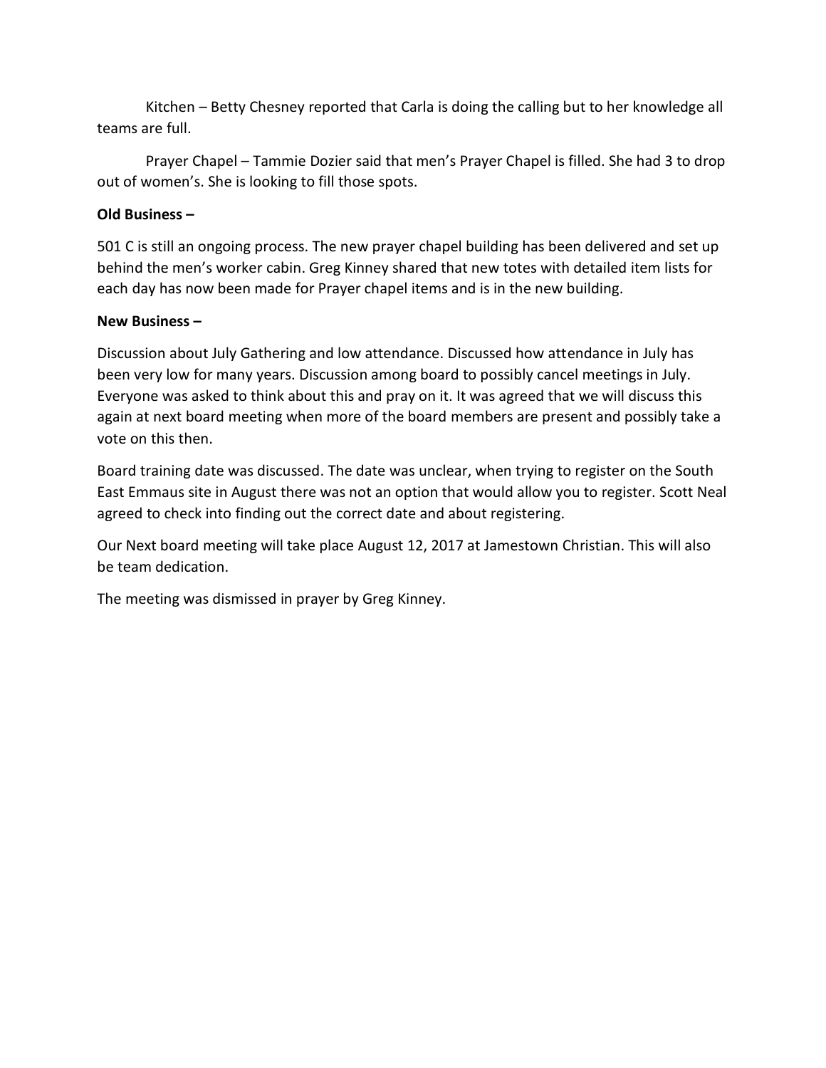Kitchen – Betty Chesney reported that Carla is doing the calling but to her knowledge all teams are full.

Prayer Chapel – Tammie Dozier said that men's Prayer Chapel is filled. She had 3 to drop out of women's. She is looking to fill those spots.

**Old Business –**

501 C is still an ongoing process. The new prayer chapel building has been delivered and set up behind the men's worker cabin. Greg Kinney shared that new totes with detailed item lists for each day has now been made for Prayer chapel items and is in the new building.

**New Business –**

Discussion about July Gathering and low attendance. Discussed how attendance in July has been very low for many years. Discussion among board to possibly cancel meetings in July. Everyone was asked to think about this and pray on it. It was agreed that we will discuss this again at next board meeting when more of the board members are present and possibly take a vote on this then.

Board training date was discussed. The date was unclear, when trying to register on the South East Emmaus site in August there was not an option that would allow you to register. Scott Neal agreed to check into finding out the correct date and about registering.

Our Next board meeting will take place August 12, 2017 at Jamestown Christian. This will also be team dedication.

The meeting was dismissed in prayer by Greg Kinney.